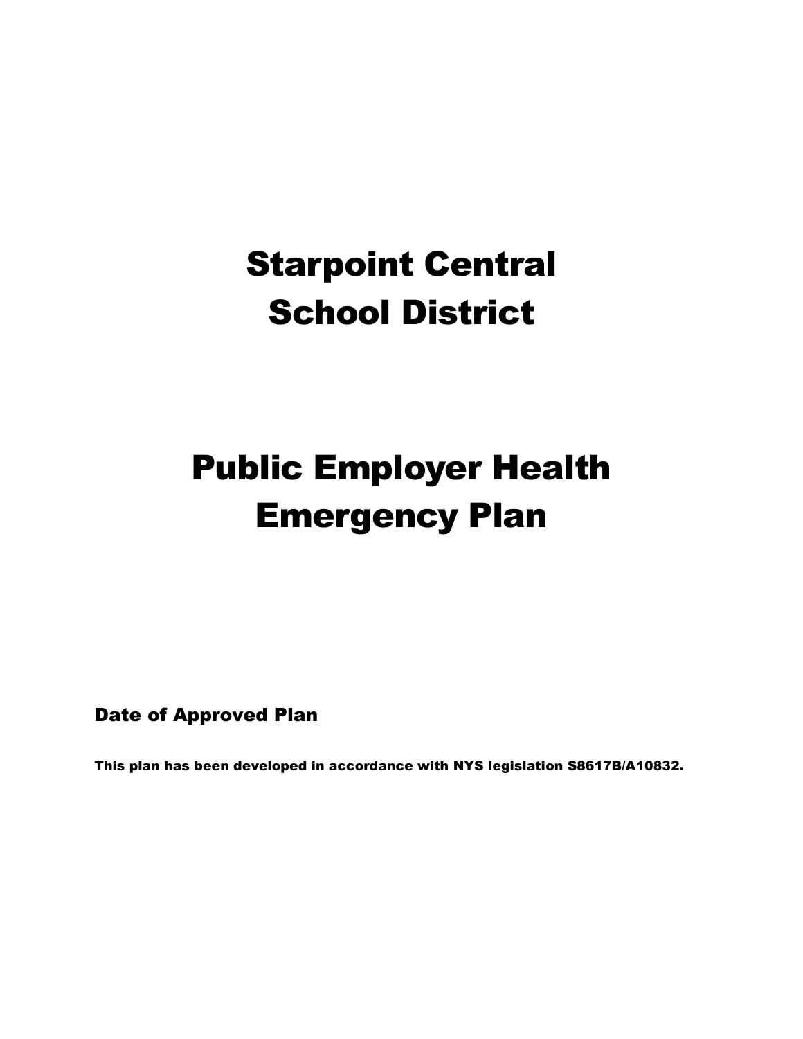# Starpoint Central School District

# Public Employer Health Emergency Plan

**Date of Approved Plan**

**This plan has been developed in accordance with NYS legislation S8617B/A10832.**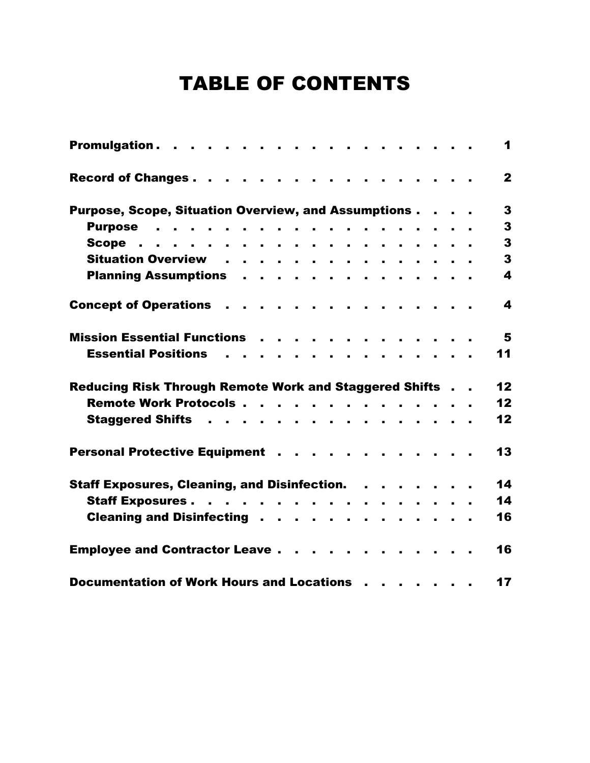# TABLE OF CONTENTS

| | |
|---|---|
| **Promulgation** | **1** |
| **Record of Changes** | **2** |
| **Purpose, Scope, Situation Overview, and Assumptions** | **3** |
| &nbsp;&nbsp;&nbsp;&nbsp;**Purpose** | **3** |
| &nbsp;&nbsp;&nbsp;&nbsp;**Scope** | **3** |
| &nbsp;&nbsp;&nbsp;&nbsp;**Situation Overview** | **3** |
| &nbsp;&nbsp;&nbsp;&nbsp;**Planning Assumptions** | **4** |
| **Concept of Operations** | **4** |
| **Mission Essential Functions** | **5** |
| &nbsp;&nbsp;&nbsp;&nbsp;**Essential Positions** | **11** |
| **Reducing Risk Through Remote Work and Staggered Shifts** | **12** |
| &nbsp;&nbsp;&nbsp;&nbsp;**Remote Work Protocols** | **12** |
| &nbsp;&nbsp;&nbsp;&nbsp;**Staggered Shifts** | **12** |
| **Personal Protective Equipment** | **13** |
| **Staff Exposures, Cleaning, and Disinfection.** | **14** |
| &nbsp;&nbsp;&nbsp;&nbsp;**Staff Exposures** | **14** |
| &nbsp;&nbsp;&nbsp;&nbsp;**Cleaning and Disinfecting** | **16** |
| **Employee and Contractor Leave** | **16** |
| **Documentation of Work Hours and Locations** | **17** |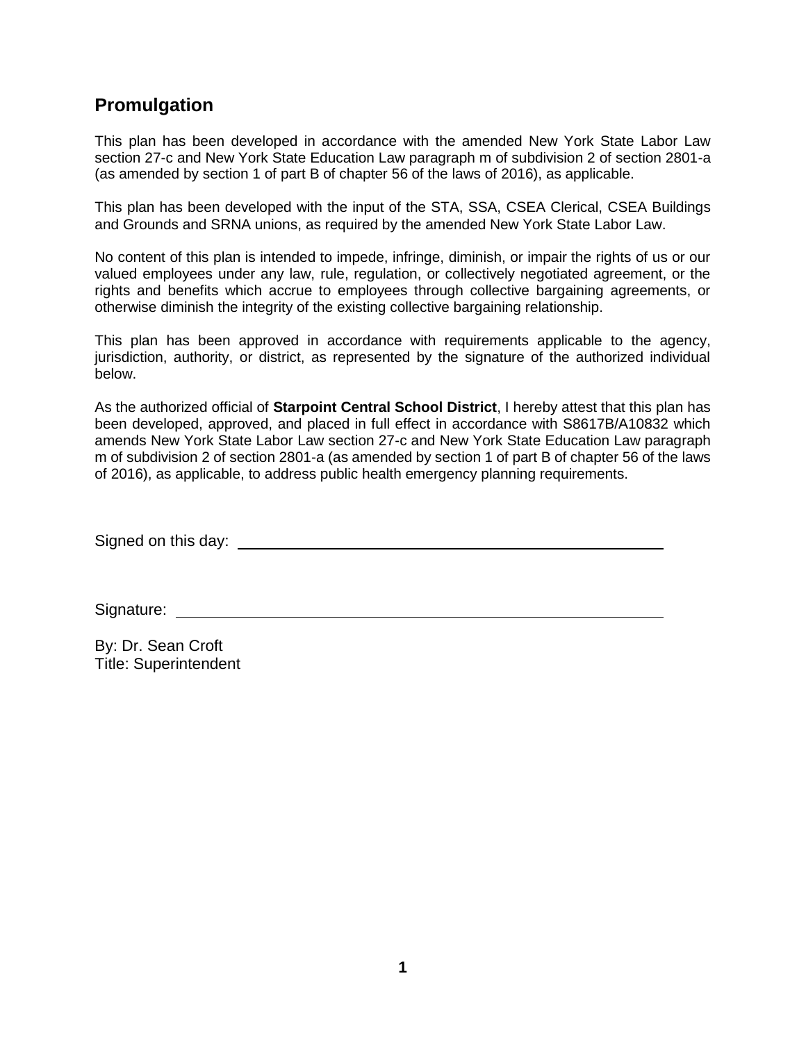## Promulgation

This plan has been developed in accordance with the amended New York State Labor Law section 27-c and New York State Education Law paragraph m of subdivision 2 of section 2801-a (as amended by section 1 of part B of chapter 56 of the laws of 2016), as applicable.

This plan has been developed with the input of the STA, SSA, CSEA Clerical, CSEA Buildings and Grounds and SRNA unions, as required by the amended New York State Labor Law.

No content of this plan is intended to impede, infringe, diminish, or impair the rights of us or our valued employees under any law, rule, regulation, or collectively negotiated agreement, or the rights and benefits which accrue to employees through collective bargaining agreements, or otherwise diminish the integrity of the existing collective bargaining relationship.

This plan has been approved in accordance with requirements applicable to the agency, jurisdiction, authority, or district, as represented by the signature of the authorized individual below.

As the authorized official of **Starpoint Central School District**, I hereby attest that this plan has been developed, approved, and placed in full effect in accordance with S8617B/A10832 which amends New York State Labor Law section 27-c and New York State Education Law paragraph m of subdivision 2 of section 2801-a (as amended by section 1 of part B of chapter 56 of the laws of 2016), as applicable, to address public health emergency planning requirements.

Signed on this day: ______________________________

Signature: ______________________________

By: Dr. Sean Croft
Title: Superintendent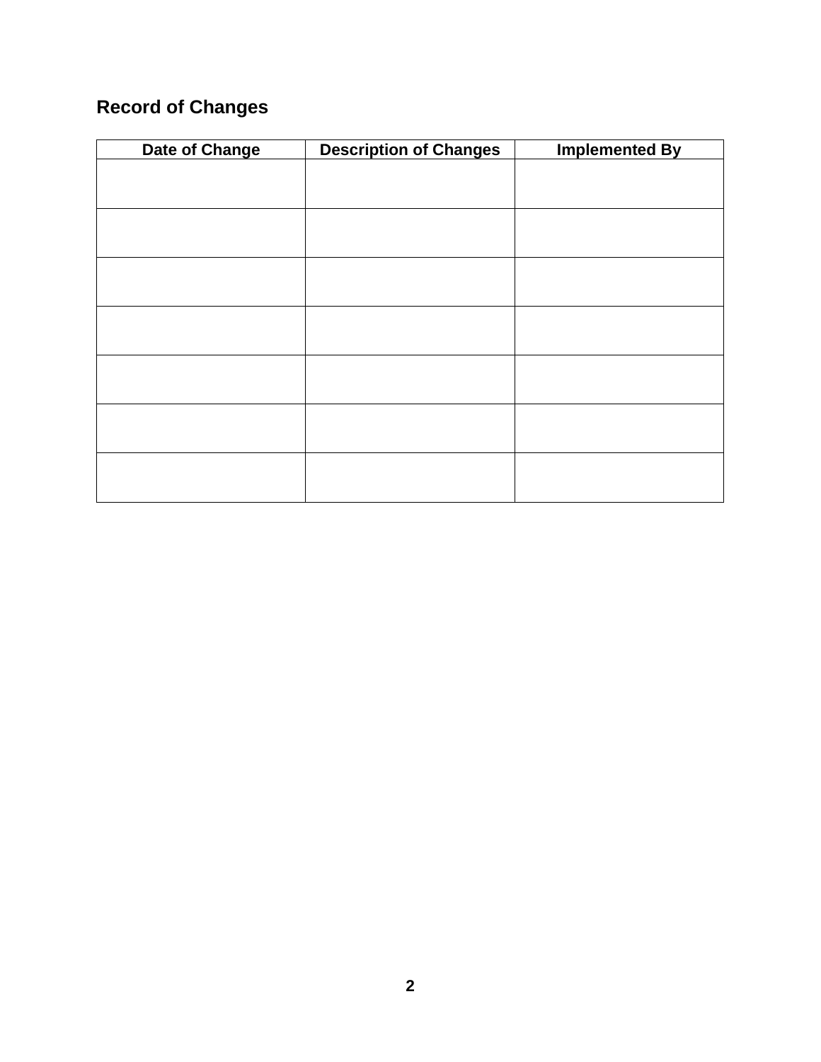## Record of Changes

| Date of Change | Description of Changes | Implemented By |
|---|---|---|
| | | |
| | | |
| | | |
| | | |
| | | |
| | | |
| | | |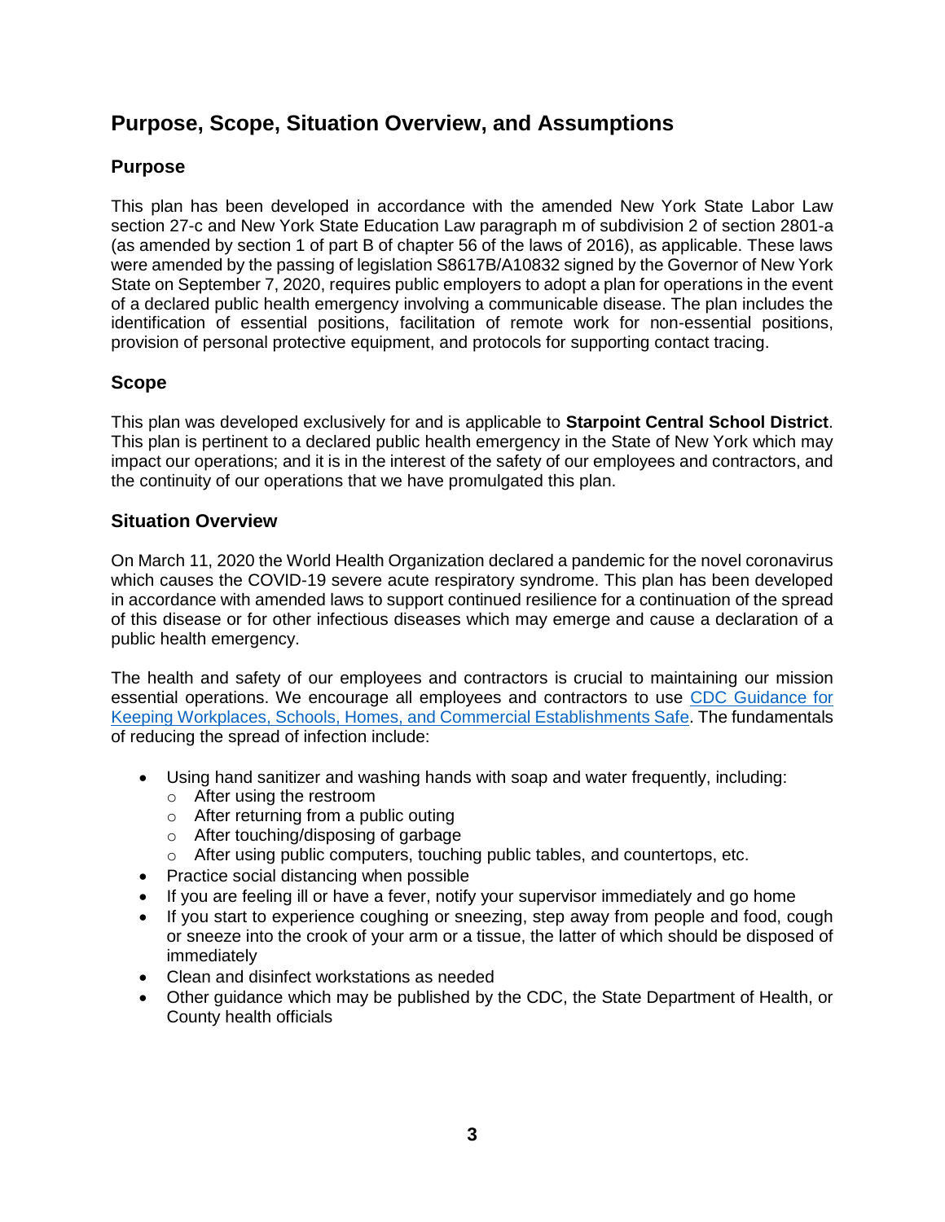# Purpose, Scope, Situation Overview, and Assumptions

## Purpose

This plan has been developed in accordance with the amended New York State Labor Law section 27-c and New York State Education Law paragraph m of subdivision 2 of section 2801-a (as amended by section 1 of part B of chapter 56 of the laws of 2016), as applicable. These laws were amended by the passing of legislation S8617B/A10832 signed by the Governor of New York State on September 7, 2020, requires public employers to adopt a plan for operations in the event of a declared public health emergency involving a communicable disease. The plan includes the identification of essential positions, facilitation of remote work for non-essential positions, provision of personal protective equipment, and protocols for supporting contact tracing.

## Scope

This plan was developed exclusively for and is applicable to **Starpoint Central School District**. This plan is pertinent to a declared public health emergency in the State of New York which may impact our operations; and it is in the interest of the safety of our employees and contractors, and the continuity of our operations that we have promulgated this plan.

## Situation Overview

On March 11, 2020 the World Health Organization declared a pandemic for the novel coronavirus which causes the COVID-19 severe acute respiratory syndrome. This plan has been developed in accordance with amended laws to support continued resilience for a continuation of the spread of this disease or for other infectious diseases which may emerge and cause a declaration of a public health emergency.

The health and safety of our employees and contractors is crucial to maintaining our mission essential operations. We encourage all employees and contractors to use [CDC Guidance for Keeping Workplaces, Schools, Homes, and Commercial Establishments Safe](). The fundamentals of reducing the spread of infection include:

- Using hand sanitizer and washing hands with soap and water frequently, including:
  - After using the restroom
  - After returning from a public outing
  - After touching/disposing of garbage
  - After using public computers, touching public tables, and countertops, etc.
- Practice social distancing when possible
- If you are feeling ill or have a fever, notify your supervisor immediately and go home
- If you start to experience coughing or sneezing, step away from people and food, cough or sneeze into the crook of your arm or a tissue, the latter of which should be disposed of immediately
- Clean and disinfect workstations as needed
- Other guidance which may be published by the CDC, the State Department of Health, or County health officials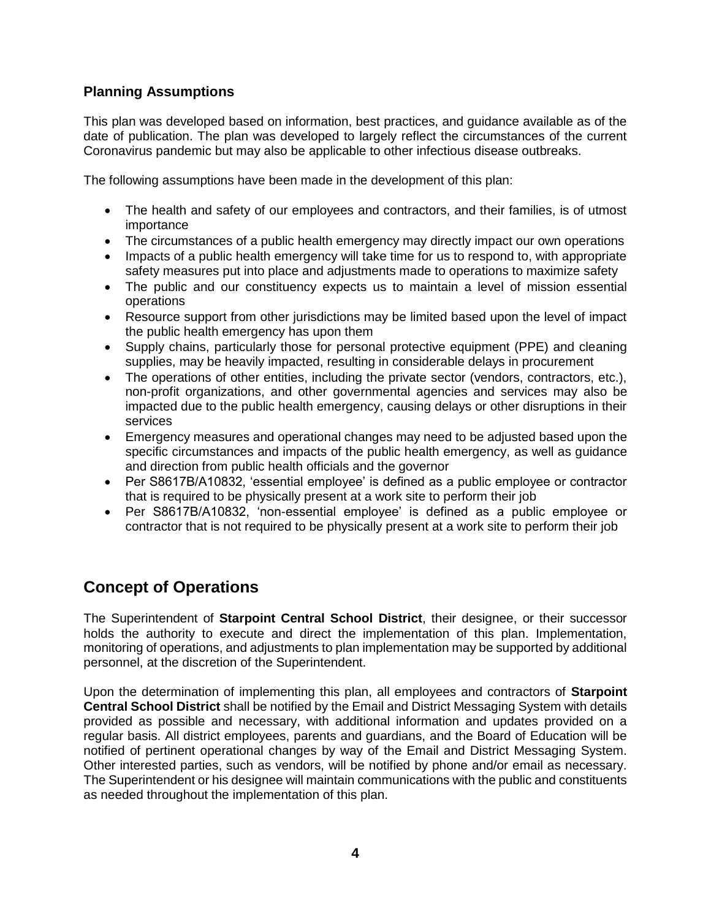### Planning Assumptions

This plan was developed based on information, best practices, and guidance available as of the date of publication. The plan was developed to largely reflect the circumstances of the current Coronavirus pandemic but may also be applicable to other infectious disease outbreaks.

The following assumptions have been made in the development of this plan:

- The health and safety of our employees and contractors, and their families, is of utmost importance
- The circumstances of a public health emergency may directly impact our own operations
- Impacts of a public health emergency will take time for us to respond to, with appropriate safety measures put into place and adjustments made to operations to maximize safety
- The public and our constituency expects us to maintain a level of mission essential operations
- Resource support from other jurisdictions may be limited based upon the level of impact the public health emergency has upon them
- Supply chains, particularly those for personal protective equipment (PPE) and cleaning supplies, may be heavily impacted, resulting in considerable delays in procurement
- The operations of other entities, including the private sector (vendors, contractors, etc.), non-profit organizations, and other governmental agencies and services may also be impacted due to the public health emergency, causing delays or other disruptions in their services
- Emergency measures and operational changes may need to be adjusted based upon the specific circumstances and impacts of the public health emergency, as well as guidance and direction from public health officials and the governor
- Per S8617B/A10832, 'essential employee' is defined as a public employee or contractor that is required to be physically present at a work site to perform their job
- Per S8617B/A10832, 'non-essential employee' is defined as a public employee or contractor that is not required to be physically present at a work site to perform their job

## Concept of Operations

The Superintendent of **Starpoint Central School District**, their designee, or their successor holds the authority to execute and direct the implementation of this plan. Implementation, monitoring of operations, and adjustments to plan implementation may be supported by additional personnel, at the discretion of the Superintendent.

Upon the determination of implementing this plan, all employees and contractors of **Starpoint Central School District** shall be notified by the Email and District Messaging System with details provided as possible and necessary, with additional information and updates provided on a regular basis. All district employees, parents and guardians, and the Board of Education will be notified of pertinent operational changes by way of the Email and District Messaging System. Other interested parties, such as vendors, will be notified by phone and/or email as necessary. The Superintendent or his designee will maintain communications with the public and constituents as needed throughout the implementation of this plan.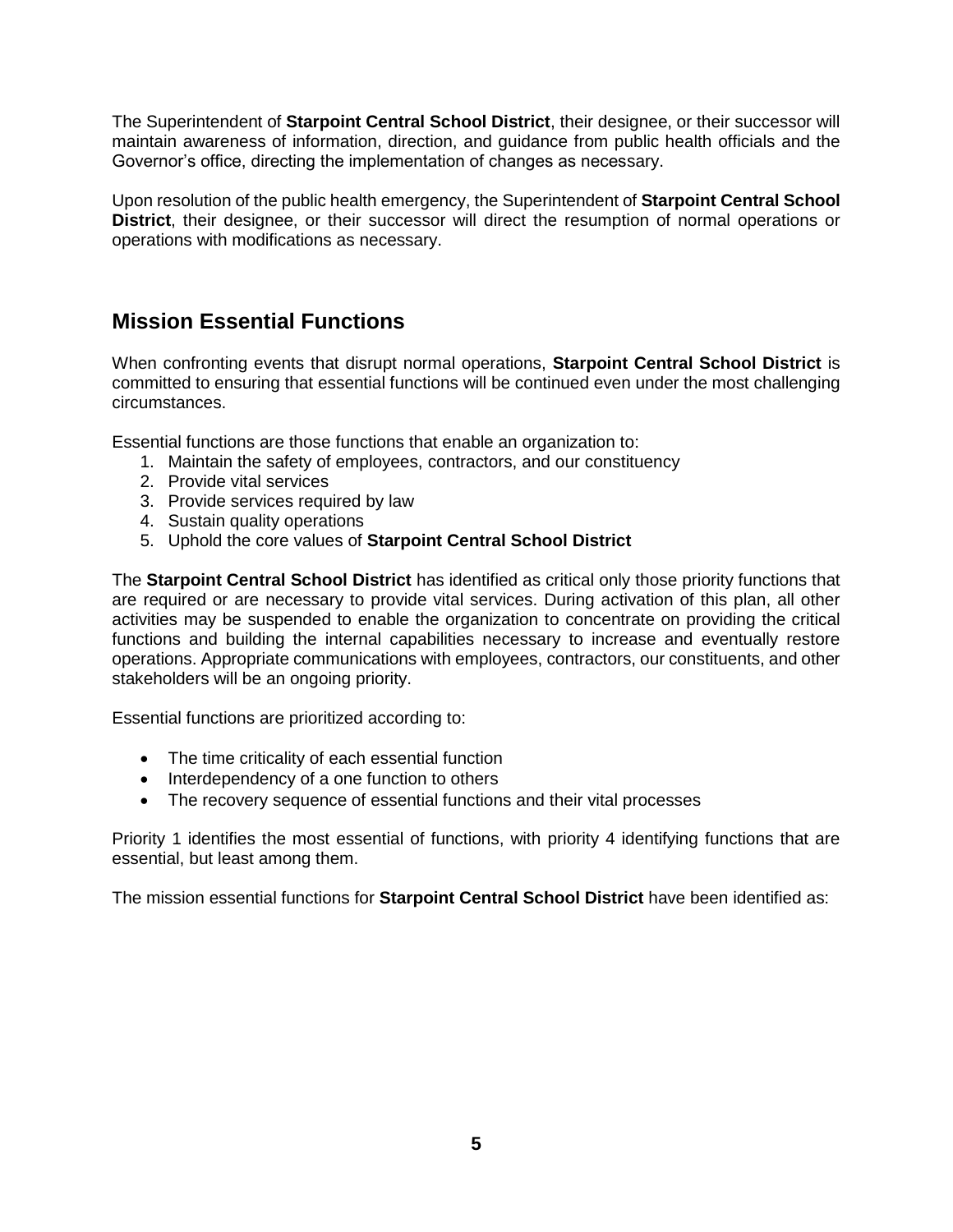The Superintendent of **Starpoint Central School District**, their designee, or their successor will maintain awareness of information, direction, and guidance from public health officials and the Governor's office, directing the implementation of changes as necessary.

Upon resolution of the public health emergency, the Superintendent of **Starpoint Central School District**, their designee, or their successor will direct the resumption of normal operations or operations with modifications as necessary.

## Mission Essential Functions

When confronting events that disrupt normal operations, **Starpoint Central School District** is committed to ensuring that essential functions will be continued even under the most challenging circumstances.

Essential functions are those functions that enable an organization to:

1. Maintain the safety of employees, contractors, and our constituency
2. Provide vital services
3. Provide services required by law
4. Sustain quality operations
5. Uphold the core values of **Starpoint Central School District**

The **Starpoint Central School District** has identified as critical only those priority functions that are required or are necessary to provide vital services. During activation of this plan, all other activities may be suspended to enable the organization to concentrate on providing the critical functions and building the internal capabilities necessary to increase and eventually restore operations. Appropriate communications with employees, contractors, our constituents, and other stakeholders will be an ongoing priority.

Essential functions are prioritized according to:

- The time criticality of each essential function
- Interdependency of a one function to others
- The recovery sequence of essential functions and their vital processes

Priority 1 identifies the most essential of functions, with priority 4 identifying functions that are essential, but least among them.

The mission essential functions for **Starpoint Central School District** have been identified as: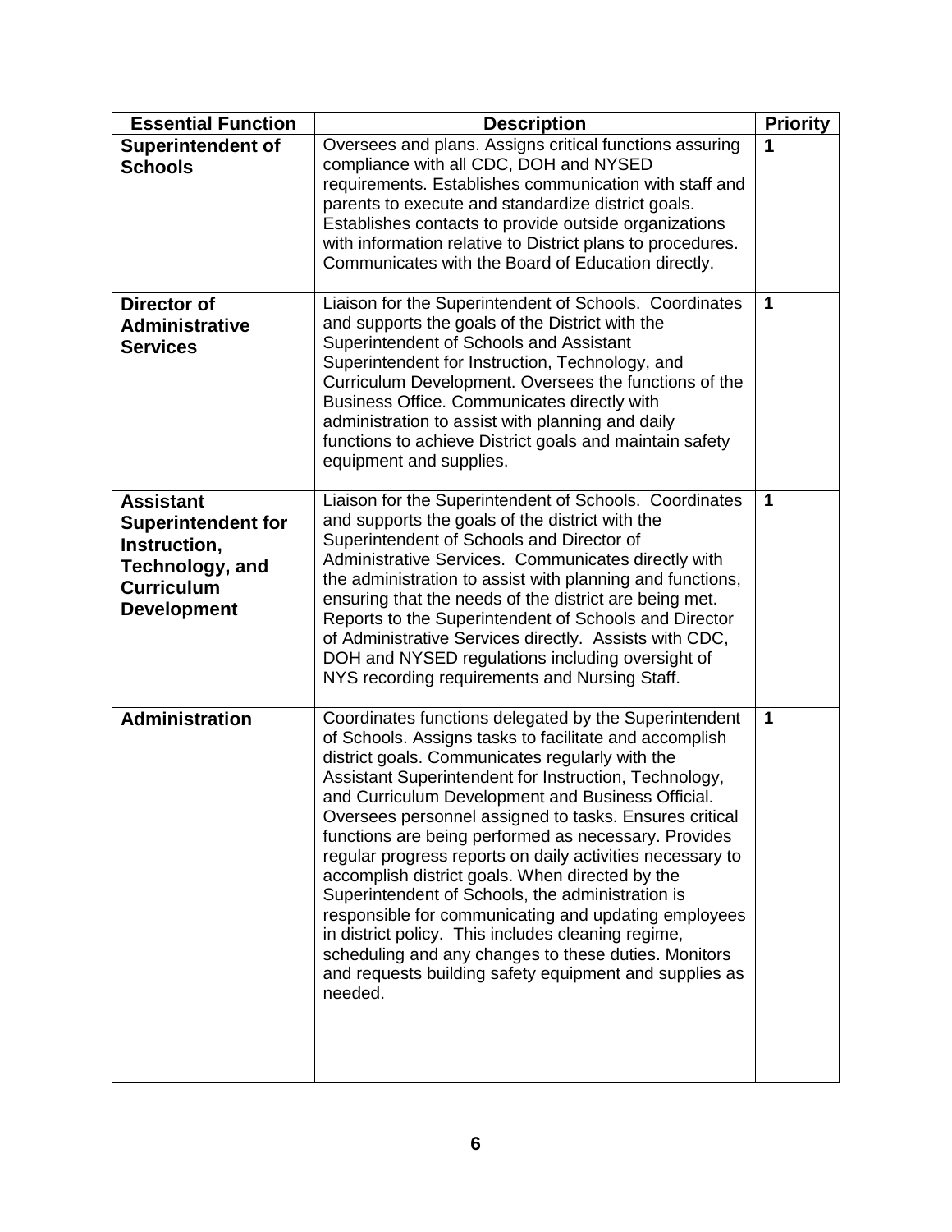| Essential Function | Description | Priority |
|---|---|---|
| **Superintendent of Schools** | Oversees and plans. Assigns critical functions assuring compliance with all CDC, DOH and NYSED requirements. Establishes communication with staff and parents to execute and standardize district goals. Establishes contacts to provide outside organizations with information relative to District plans to procedures. Communicates with the Board of Education directly. | **1** |
| **Director of Administrative Services** | Liaison for the Superintendent of Schools. Coordinates and supports the goals of the District with the Superintendent of Schools and Assistant Superintendent for Instruction, Technology, and Curriculum Development. Oversees the functions of the Business Office. Communicates directly with administration to assist with planning and daily functions to achieve District goals and maintain safety equipment and supplies. | **1** |
| **Assistant Superintendent for Instruction, Technology, and Curriculum Development** | Liaison for the Superintendent of Schools. Coordinates and supports the goals of the district with the Superintendent of Schools and Director of Administrative Services. Communicates directly with the administration to assist with planning and functions, ensuring that the needs of the district are being met. Reports to the Superintendent of Schools and Director of Administrative Services directly. Assists with CDC, DOH and NYSED regulations including oversight of NYS recording requirements and Nursing Staff. | **1** |
| **Administration** | Coordinates functions delegated by the Superintendent of Schools. Assigns tasks to facilitate and accomplish district goals. Communicates regularly with the Assistant Superintendent for Instruction, Technology, and Curriculum Development and Business Official. Oversees personnel assigned to tasks. Ensures critical functions are being performed as necessary. Provides regular progress reports on daily activities necessary to accomplish district goals. When directed by the Superintendent of Schools, the administration is responsible for communicating and updating employees in district policy. This includes cleaning regime, scheduling and any changes to these duties. Monitors and requests building safety equipment and supplies as needed. | **1** |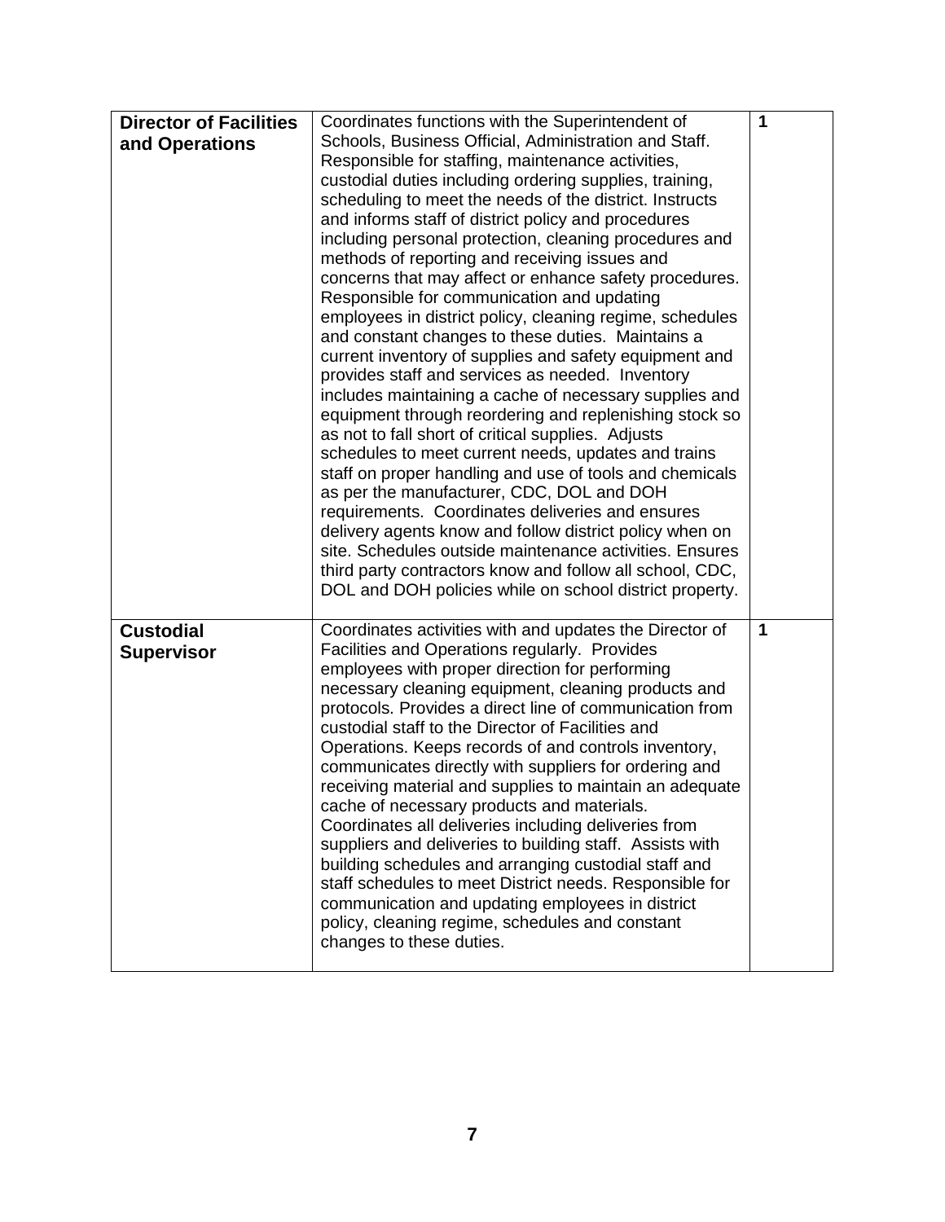| | | |
|---|---|---|
| **Director of Facilities and Operations** | Coordinates functions with the Superintendent of Schools, Business Official, Administration and Staff. Responsible for staffing, maintenance activities, custodial duties including ordering supplies, training, scheduling to meet the needs of the district. Instructs and informs staff of district policy and procedures including personal protection, cleaning procedures and methods of reporting and receiving issues and concerns that may affect or enhance safety procedures. Responsible for communication and updating employees in district policy, cleaning regime, schedules and constant changes to these duties. Maintains a current inventory of supplies and safety equipment and provides staff and services as needed. Inventory includes maintaining a cache of necessary supplies and equipment through reordering and replenishing stock so as not to fall short of critical supplies. Adjusts schedules to meet current needs, updates and trains staff on proper handling and use of tools and chemicals as per the manufacturer, CDC, DOL and DOH requirements. Coordinates deliveries and ensures delivery agents know and follow district policy when on site. Schedules outside maintenance activities. Ensures third party contractors know and follow all school, CDC, DOL and DOH policies while on school district property. | **1** |
| **Custodial Supervisor** | Coordinates activities with and updates the Director of Facilities and Operations regularly. Provides employees with proper direction for performing necessary cleaning equipment, cleaning products and protocols. Provides a direct line of communication from custodial staff to the Director of Facilities and Operations. Keeps records of and controls inventory, communicates directly with suppliers for ordering and receiving material and supplies to maintain an adequate cache of necessary products and materials. Coordinates all deliveries including deliveries from suppliers and deliveries to building staff. Assists with building schedules and arranging custodial staff and staff schedules to meet District needs. Responsible for communication and updating employees in district policy, cleaning regime, schedules and constant changes to these duties. | **1** |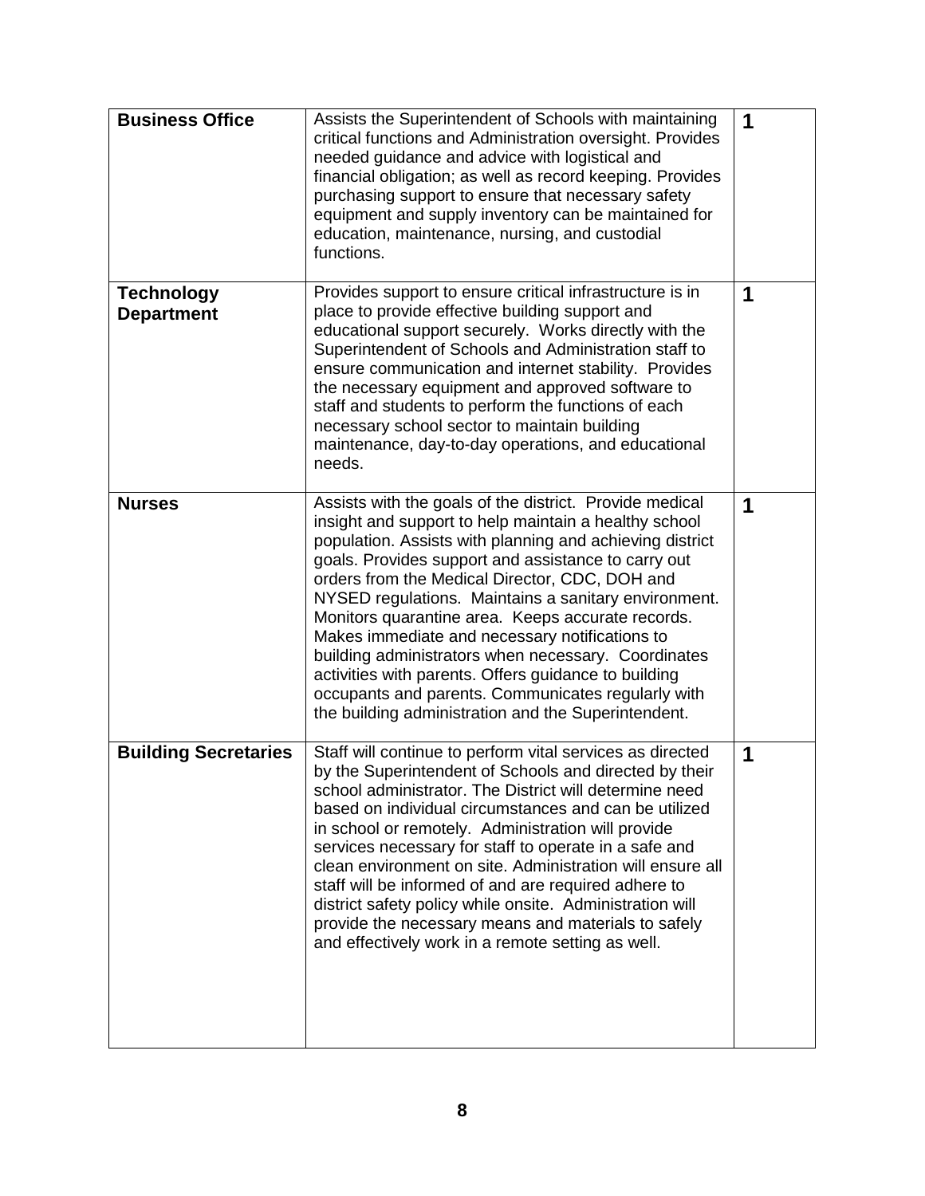| | | |
|---|---|---|
| **Business Office** | Assists the Superintendent of Schools with maintaining critical functions and Administration oversight. Provides needed guidance and advice with logistical and financial obligation; as well as record keeping. Provides purchasing support to ensure that necessary safety equipment and supply inventory can be maintained for education, maintenance, nursing, and custodial functions. | **1** |
| **Technology Department** | Provides support to ensure critical infrastructure is in place to provide effective building support and educational support securely. Works directly with the Superintendent of Schools and Administration staff to ensure communication and internet stability. Provides the necessary equipment and approved software to staff and students to perform the functions of each necessary school sector to maintain building maintenance, day-to-day operations, and educational needs. | **1** |
| **Nurses** | Assists with the goals of the district. Provide medical insight and support to help maintain a healthy school population. Assists with planning and achieving district goals. Provides support and assistance to carry out orders from the Medical Director, CDC, DOH and NYSED regulations. Maintains a sanitary environment. Monitors quarantine area. Keeps accurate records. Makes immediate and necessary notifications to building administrators when necessary. Coordinates activities with parents. Offers guidance to building occupants and parents. Communicates regularly with the building administration and the Superintendent. | **1** |
| **Building Secretaries** | Staff will continue to perform vital services as directed by the Superintendent of Schools and directed by their school administrator. The District will determine need based on individual circumstances and can be utilized in school or remotely. Administration will provide services necessary for staff to operate in a safe and clean environment on site. Administration will ensure all staff will be informed of and are required adhere to district safety policy while onsite. Administration will provide the necessary means and materials to safely and effectively work in a remote setting as well. | **1** |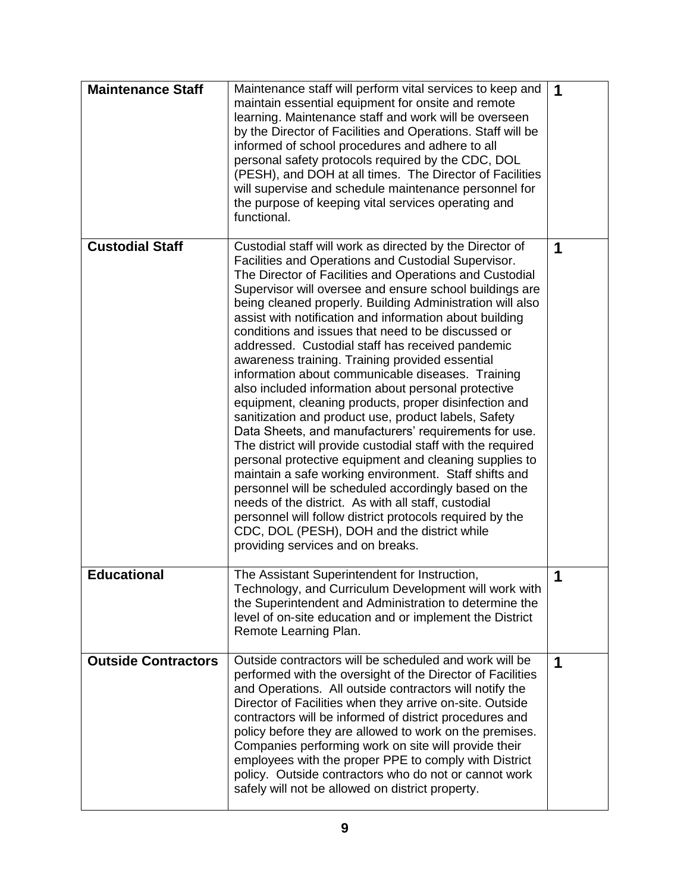| **Maintenance Staff** | Maintenance staff will perform vital services to keep and maintain essential equipment for onsite and remote learning. Maintenance staff and work will be overseen by the Director of Facilities and Operations. Staff will be informed of school procedures and adhere to all personal safety protocols required by the CDC, DOL (PESH), and DOH at all times. The Director of Facilities will supervise and schedule maintenance personnel for the purpose of keeping vital services operating and functional. | **1** |
|---|---|---|
| **Custodial Staff** | Custodial staff will work as directed by the Director of Facilities and Operations and Custodial Supervisor. The Director of Facilities and Operations and Custodial Supervisor will oversee and ensure school buildings are being cleaned properly. Building Administration will also assist with notification and information about building conditions and issues that need to be discussed or addressed. Custodial staff has received pandemic awareness training. Training provided essential information about communicable diseases. Training also included information about personal protective equipment, cleaning products, proper disinfection and sanitization and product use, product labels, Safety Data Sheets, and manufacturers' requirements for use. The district will provide custodial staff with the required personal protective equipment and cleaning supplies to maintain a safe working environment. Staff shifts and personnel will be scheduled accordingly based on the needs of the district. As with all staff, custodial personnel will follow district protocols required by the CDC, DOL (PESH), DOH and the district while providing services and on breaks. | **1** |
| **Educational** | The Assistant Superintendent for Instruction, Technology, and Curriculum Development will work with the Superintendent and Administration to determine the level of on-site education and or implement the District Remote Learning Plan. | **1** |
| **Outside Contractors** | Outside contractors will be scheduled and work will be performed with the oversight of the Director of Facilities and Operations. All outside contractors will notify the Director of Facilities when they arrive on-site. Outside contractors will be informed of district procedures and policy before they are allowed to work on the premises. Companies performing work on site will provide their employees with the proper PPE to comply with District policy. Outside contractors who do not or cannot work safely will not be allowed on district property. | **1** |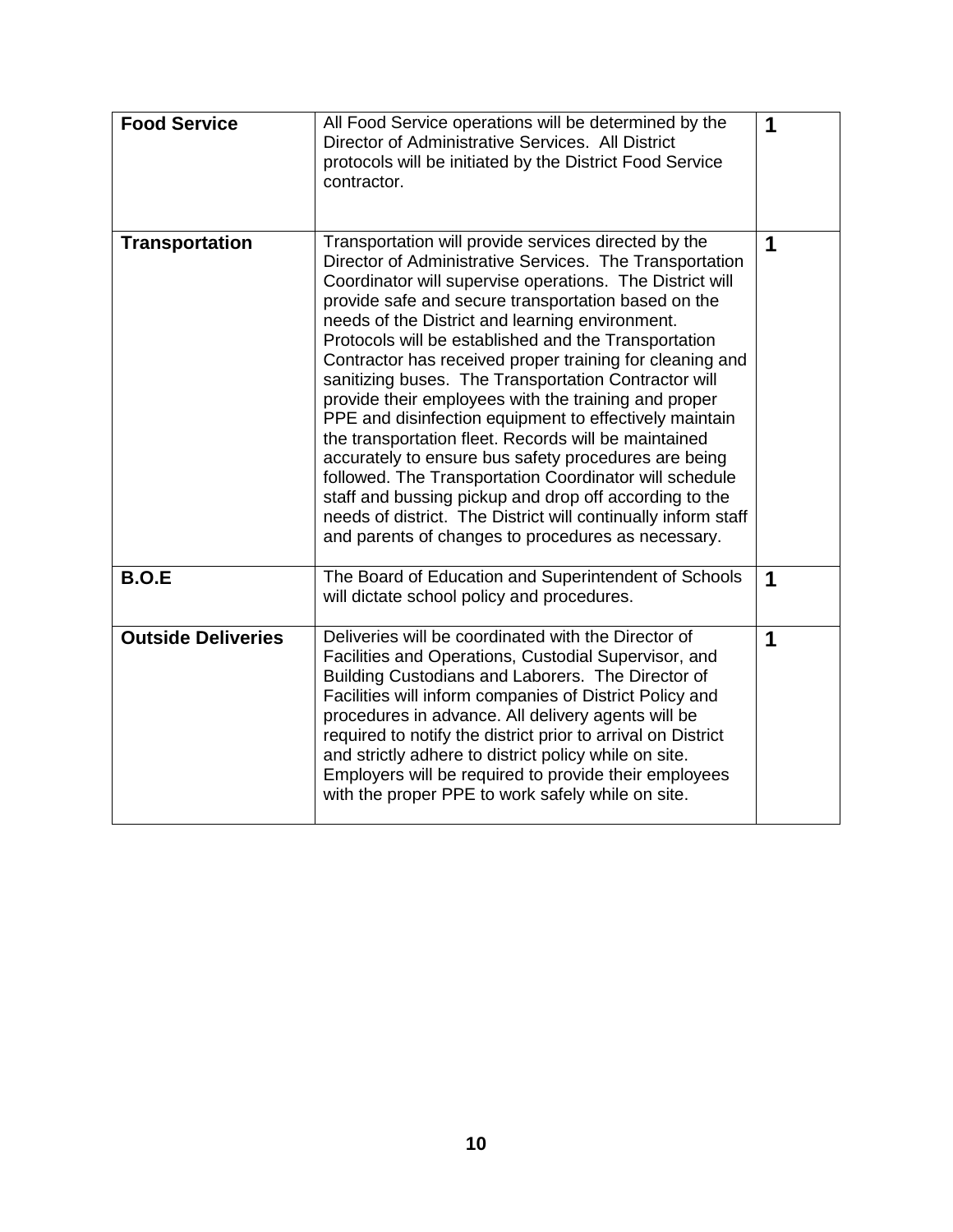| **Food Service** | All Food Service operations will be determined by the Director of Administrative Services. All District protocols will be initiated by the District Food Service contractor. | **1** |
|---|---|---|
| **Transportation** | Transportation will provide services directed by the Director of Administrative Services. The Transportation Coordinator will supervise operations. The District will provide safe and secure transportation based on the needs of the District and learning environment. Protocols will be established and the Transportation Contractor has received proper training for cleaning and sanitizing buses. The Transportation Contractor will provide their employees with the training and proper PPE and disinfection equipment to effectively maintain the transportation fleet. Records will be maintained accurately to ensure bus safety procedures are being followed. The Transportation Coordinator will schedule staff and bussing pickup and drop off according to the needs of district. The District will continually inform staff and parents of changes to procedures as necessary. | **1** |
| **B.O.E** | The Board of Education and Superintendent of Schools will dictate school policy and procedures. | **1** |
| **Outside Deliveries** | Deliveries will be coordinated with the Director of Facilities and Operations, Custodial Supervisor, and Building Custodians and Laborers. The Director of Facilities will inform companies of District Policy and procedures in advance. All delivery agents will be required to notify the district prior to arrival on District and strictly adhere to district policy while on site. Employers will be required to provide their employees with the proper PPE to work safely while on site. | **1** |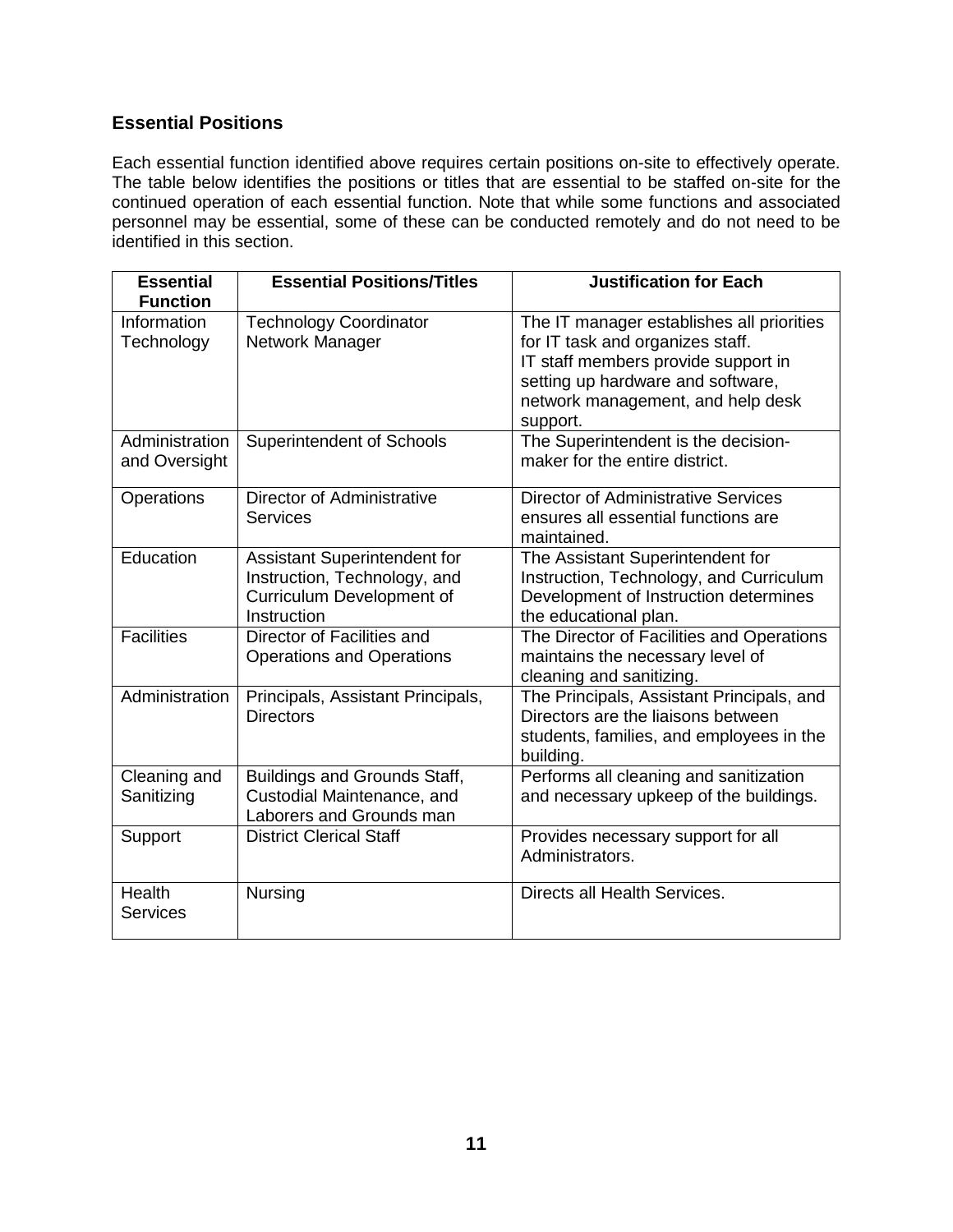### Essential Positions

Each essential function identified above requires certain positions on-site to effectively operate. The table below identifies the positions or titles that are essential to be staffed on-site for the continued operation of each essential function. Note that while some functions and associated personnel may be essential, some of these can be conducted remotely and do not need to be identified in this section.

| Essential Function | Essential Positions/Titles | Justification for Each |
|---|---|---|
| Information Technology | Technology Coordinator Network Manager | The IT manager establishes all priorities for IT task and organizes staff. IT staff members provide support in setting up hardware and software, network management, and help desk support. |
| Administration and Oversight | Superintendent of Schools | The Superintendent is the decision-maker for the entire district. |
| Operations | Director of Administrative Services | Director of Administrative Services ensures all essential functions are maintained. |
| Education | Assistant Superintendent for Instruction, Technology, and Curriculum Development of Instruction | The Assistant Superintendent for Instruction, Technology, and Curriculum Development of Instruction determines the educational plan. |
| Facilities | Director of Facilities and Operations and Operations | The Director of Facilities and Operations maintains the necessary level of cleaning and sanitizing. |
| Administration | Principals, Assistant Principals, Directors | The Principals, Assistant Principals, and Directors are the liaisons between students, families, and employees in the building. |
| Cleaning and Sanitizing | Buildings and Grounds Staff, Custodial Maintenance, and Laborers and Grounds man | Performs all cleaning and sanitization and necessary upkeep of the buildings. |
| Support | District Clerical Staff | Provides necessary support for all Administrators. |
| Health Services | Nursing | Directs all Health Services. |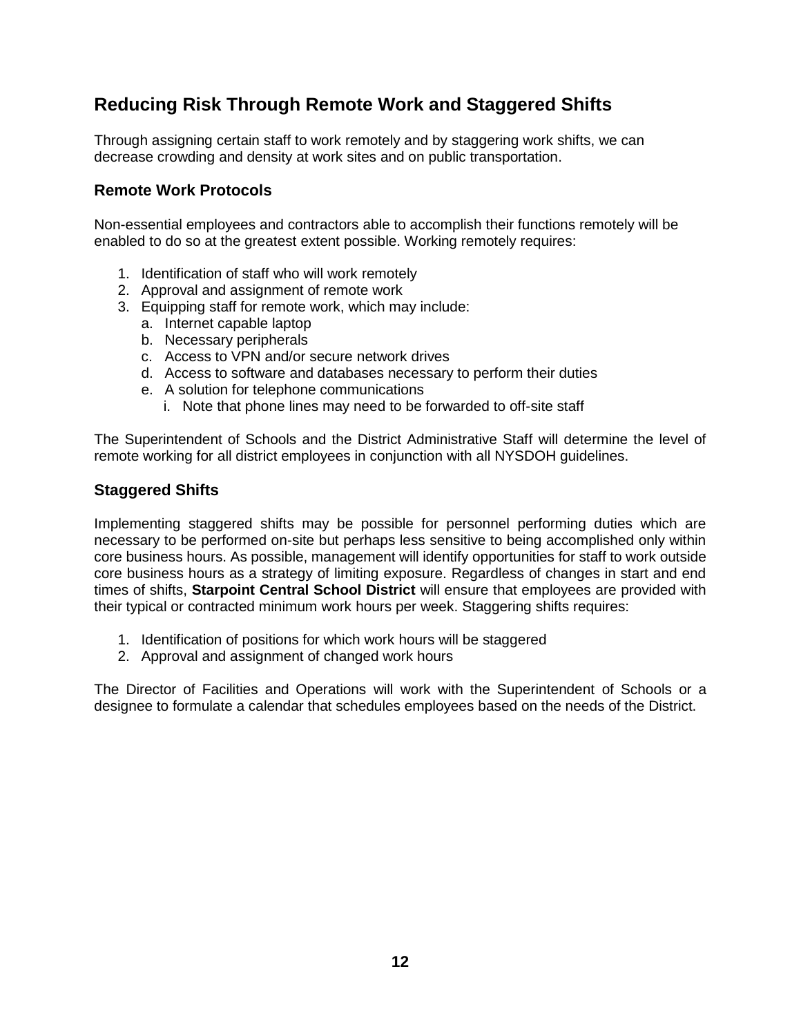## Reducing Risk Through Remote Work and Staggered Shifts

Through assigning certain staff to work remotely and by staggering work shifts, we can decrease crowding and density at work sites and on public transportation.

### Remote Work Protocols

Non-essential employees and contractors able to accomplish their functions remotely will be enabled to do so at the greatest extent possible. Working remotely requires:

1. Identification of staff who will work remotely
2. Approval and assignment of remote work
3. Equipping staff for remote work, which may include:
   a. Internet capable laptop
   b. Necessary peripherals
   c. Access to VPN and/or secure network drives
   d. Access to software and databases necessary to perform their duties
   e. A solution for telephone communications
      i. Note that phone lines may need to be forwarded to off-site staff

The Superintendent of Schools and the District Administrative Staff will determine the level of remote working for all district employees in conjunction with all NYSDOH guidelines.

### Staggered Shifts

Implementing staggered shifts may be possible for personnel performing duties which are necessary to be performed on-site but perhaps less sensitive to being accomplished only within core business hours. As possible, management will identify opportunities for staff to work outside core business hours as a strategy of limiting exposure. Regardless of changes in start and end times of shifts, **Starpoint Central School District** will ensure that employees are provided with their typical or contracted minimum work hours per week. Staggering shifts requires:

1. Identification of positions for which work hours will be staggered
2. Approval and assignment of changed work hours

The Director of Facilities and Operations will work with the Superintendent of Schools or a designee to formulate a calendar that schedules employees based on the needs of the District.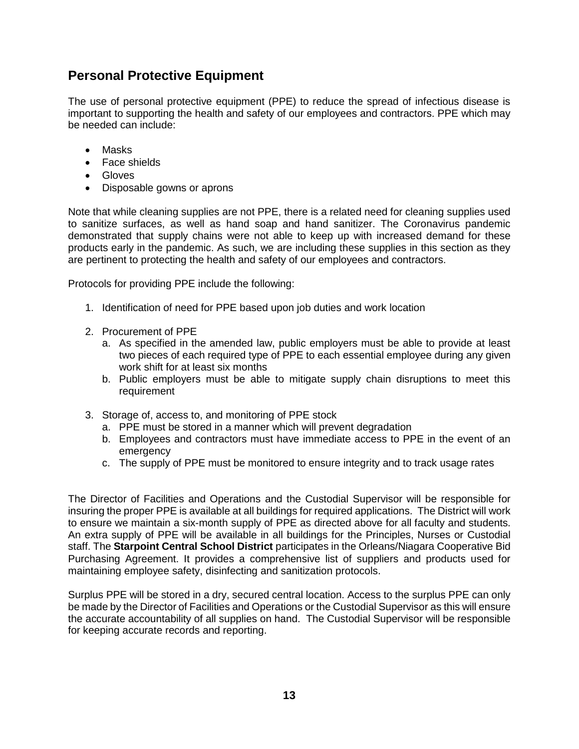## Personal Protective Equipment

The use of personal protective equipment (PPE) to reduce the spread of infectious disease is important to supporting the health and safety of our employees and contractors. PPE which may be needed can include:

- Masks
- Face shields
- Gloves
- Disposable gowns or aprons

Note that while cleaning supplies are not PPE, there is a related need for cleaning supplies used to sanitize surfaces, as well as hand soap and hand sanitizer. The Coronavirus pandemic demonstrated that supply chains were not able to keep up with increased demand for these products early in the pandemic. As such, we are including these supplies in this section as they are pertinent to protecting the health and safety of our employees and contractors.

Protocols for providing PPE include the following:

1. Identification of need for PPE based upon job duties and work location

2. Procurement of PPE
   a. As specified in the amended law, public employers must be able to provide at least two pieces of each required type of PPE to each essential employee during any given work shift for at least six months
   b. Public employers must be able to mitigate supply chain disruptions to meet this requirement

3. Storage of, access to, and monitoring of PPE stock
   a. PPE must be stored in a manner which will prevent degradation
   b. Employees and contractors must have immediate access to PPE in the event of an emergency
   c. The supply of PPE must be monitored to ensure integrity and to track usage rates

The Director of Facilities and Operations and the Custodial Supervisor will be responsible for insuring the proper PPE is available at all buildings for required applications. The District will work to ensure we maintain a six-month supply of PPE as directed above for all faculty and students. An extra supply of PPE will be available in all buildings for the Principles, Nurses or Custodial staff. The **Starpoint Central School District** participates in the Orleans/Niagara Cooperative Bid Purchasing Agreement. It provides a comprehensive list of suppliers and products used for maintaining employee safety, disinfecting and sanitization protocols.

Surplus PPE will be stored in a dry, secured central location. Access to the surplus PPE can only be made by the Director of Facilities and Operations or the Custodial Supervisor as this will ensure the accurate accountability of all supplies on hand. The Custodial Supervisor will be responsible for keeping accurate records and reporting.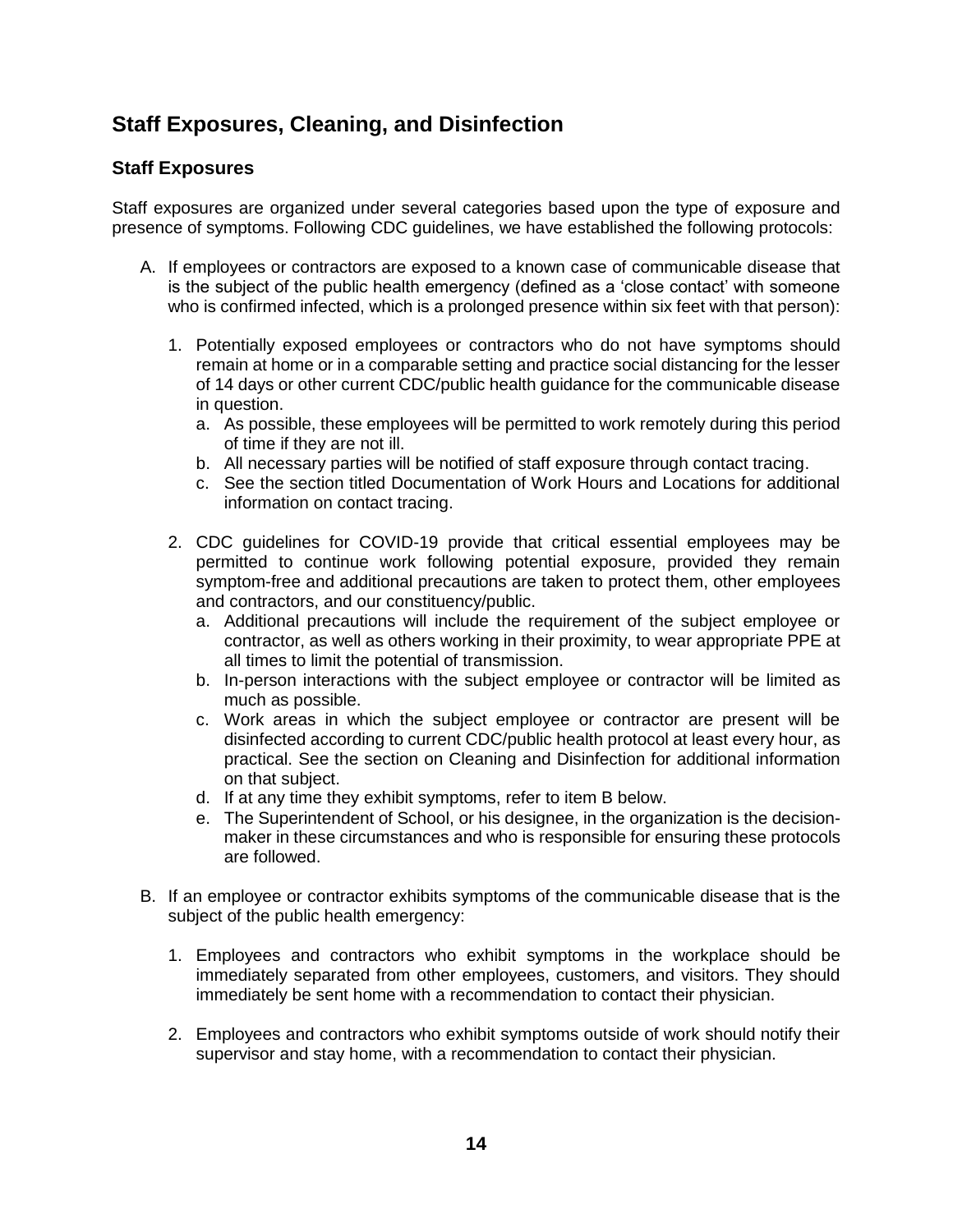## Staff Exposures, Cleaning, and Disinfection

### Staff Exposures

Staff exposures are organized under several categories based upon the type of exposure and presence of symptoms. Following CDC guidelines, we have established the following protocols:

A. If employees or contractors are exposed to a known case of communicable disease that is the subject of the public health emergency (defined as a 'close contact' with someone who is confirmed infected, which is a prolonged presence within six feet with that person):

   1. Potentially exposed employees or contractors who do not have symptoms should remain at home or in a comparable setting and practice social distancing for the lesser of 14 days or other current CDC/public health guidance for the communicable disease in question.
      a. As possible, these employees will be permitted to work remotely during this period of time if they are not ill.
      b. All necessary parties will be notified of staff exposure through contact tracing.
      c. See the section titled Documentation of Work Hours and Locations for additional information on contact tracing.

   2. CDC guidelines for COVID-19 provide that critical essential employees may be permitted to continue work following potential exposure, provided they remain symptom-free and additional precautions are taken to protect them, other employees and contractors, and our constituency/public.
      a. Additional precautions will include the requirement of the subject employee or contractor, as well as others working in their proximity, to wear appropriate PPE at all times to limit the potential of transmission.
      b. In-person interactions with the subject employee or contractor will be limited as much as possible.
      c. Work areas in which the subject employee or contractor are present will be disinfected according to current CDC/public health protocol at least every hour, as practical. See the section on Cleaning and Disinfection for additional information on that subject.
      d. If at any time they exhibit symptoms, refer to item B below.
      e. The Superintendent of School, or his designee, in the organization is the decision-maker in these circumstances and who is responsible for ensuring these protocols are followed.

B. If an employee or contractor exhibits symptoms of the communicable disease that is the subject of the public health emergency:

   1. Employees and contractors who exhibit symptoms in the workplace should be immediately separated from other employees, customers, and visitors. They should immediately be sent home with a recommendation to contact their physician.

   2. Employees and contractors who exhibit symptoms outside of work should notify their supervisor and stay home, with a recommendation to contact their physician.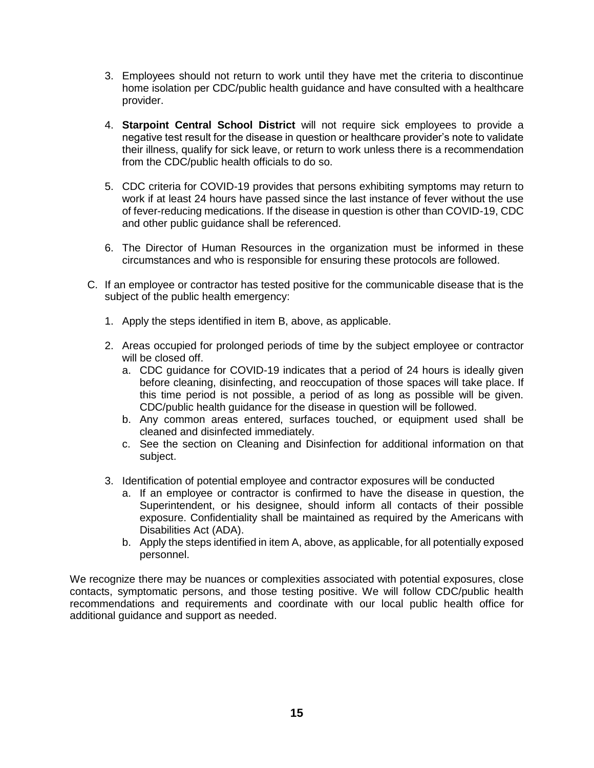3. Employees should not return to work until they have met the criteria to discontinue home isolation per CDC/public health guidance and have consulted with a healthcare provider.

4. **Starpoint Central School District** will not require sick employees to provide a negative test result for the disease in question or healthcare provider's note to validate their illness, qualify for sick leave, or return to work unless there is a recommendation from the CDC/public health officials to do so.

5. CDC criteria for COVID-19 provides that persons exhibiting symptoms may return to work if at least 24 hours have passed since the last instance of fever without the use of fever-reducing medications. If the disease in question is other than COVID-19, CDC and other public guidance shall be referenced.

6. The Director of Human Resources in the organization must be informed in these circumstances and who is responsible for ensuring these protocols are followed.

C. If an employee or contractor has tested positive for the communicable disease that is the subject of the public health emergency:

   1. Apply the steps identified in item B, above, as applicable.

   2. Areas occupied for prolonged periods of time by the subject employee or contractor will be closed off.
      a. CDC guidance for COVID-19 indicates that a period of 24 hours is ideally given before cleaning, disinfecting, and reoccupation of those spaces will take place. If this time period is not possible, a period of as long as possible will be given. CDC/public health guidance for the disease in question will be followed.
      b. Any common areas entered, surfaces touched, or equipment used shall be cleaned and disinfected immediately.
      c. See the section on Cleaning and Disinfection for additional information on that subject.

   3. Identification of potential employee and contractor exposures will be conducted
      a. If an employee or contractor is confirmed to have the disease in question, the Superintendent, or his designee, should inform all contacts of their possible exposure. Confidentiality shall be maintained as required by the Americans with Disabilities Act (ADA).
      b. Apply the steps identified in item A, above, as applicable, for all potentially exposed personnel.

We recognize there may be nuances or complexities associated with potential exposures, close contacts, symptomatic persons, and those testing positive. We will follow CDC/public health recommendations and requirements and coordinate with our local public health office for additional guidance and support as needed.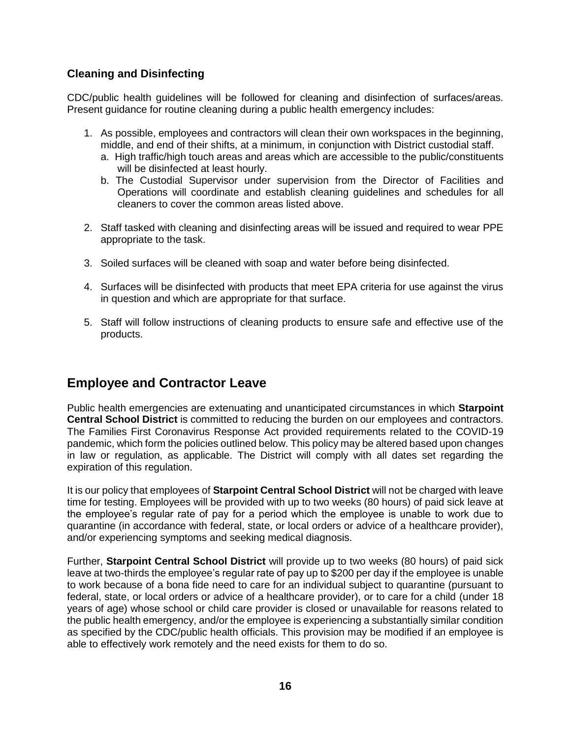### Cleaning and Disinfecting

CDC/public health guidelines will be followed for cleaning and disinfection of surfaces/areas. Present guidance for routine cleaning during a public health emergency includes:

1. As possible, employees and contractors will clean their own workspaces in the beginning, middle, and end of their shifts, at a minimum, in conjunction with District custodial staff.
   a. High traffic/high touch areas and areas which are accessible to the public/constituents will be disinfected at least hourly.
   b. The Custodial Supervisor under supervision from the Director of Facilities and Operations will coordinate and establish cleaning guidelines and schedules for all cleaners to cover the common areas listed above.

2. Staff tasked with cleaning and disinfecting areas will be issued and required to wear PPE appropriate to the task.

3. Soiled surfaces will be cleaned with soap and water before being disinfected.

4. Surfaces will be disinfected with products that meet EPA criteria for use against the virus in question and which are appropriate for that surface.

5. Staff will follow instructions of cleaning products to ensure safe and effective use of the products.

## Employee and Contractor Leave

Public health emergencies are extenuating and unanticipated circumstances in which **Starpoint Central School District** is committed to reducing the burden on our employees and contractors. The Families First Coronavirus Response Act provided requirements related to the COVID-19 pandemic, which form the policies outlined below. This policy may be altered based upon changes in law or regulation, as applicable. The District will comply with all dates set regarding the expiration of this regulation.

It is our policy that employees of **Starpoint Central School District** will not be charged with leave time for testing. Employees will be provided with up to two weeks (80 hours) of paid sick leave at the employee's regular rate of pay for a period which the employee is unable to work due to quarantine (in accordance with federal, state, or local orders or advice of a healthcare provider), and/or experiencing symptoms and seeking medical diagnosis.

Further, **Starpoint Central School District** will provide up to two weeks (80 hours) of paid sick leave at two-thirds the employee's regular rate of pay up to $200 per day if the employee is unable to work because of a bona fide need to care for an individual subject to quarantine (pursuant to federal, state, or local orders or advice of a healthcare provider), or to care for a child (under 18 years of age) whose school or child care provider is closed or unavailable for reasons related to the public health emergency, and/or the employee is experiencing a substantially similar condition as specified by the CDC/public health officials. This provision may be modified if an employee is able to effectively work remotely and the need exists for them to do so.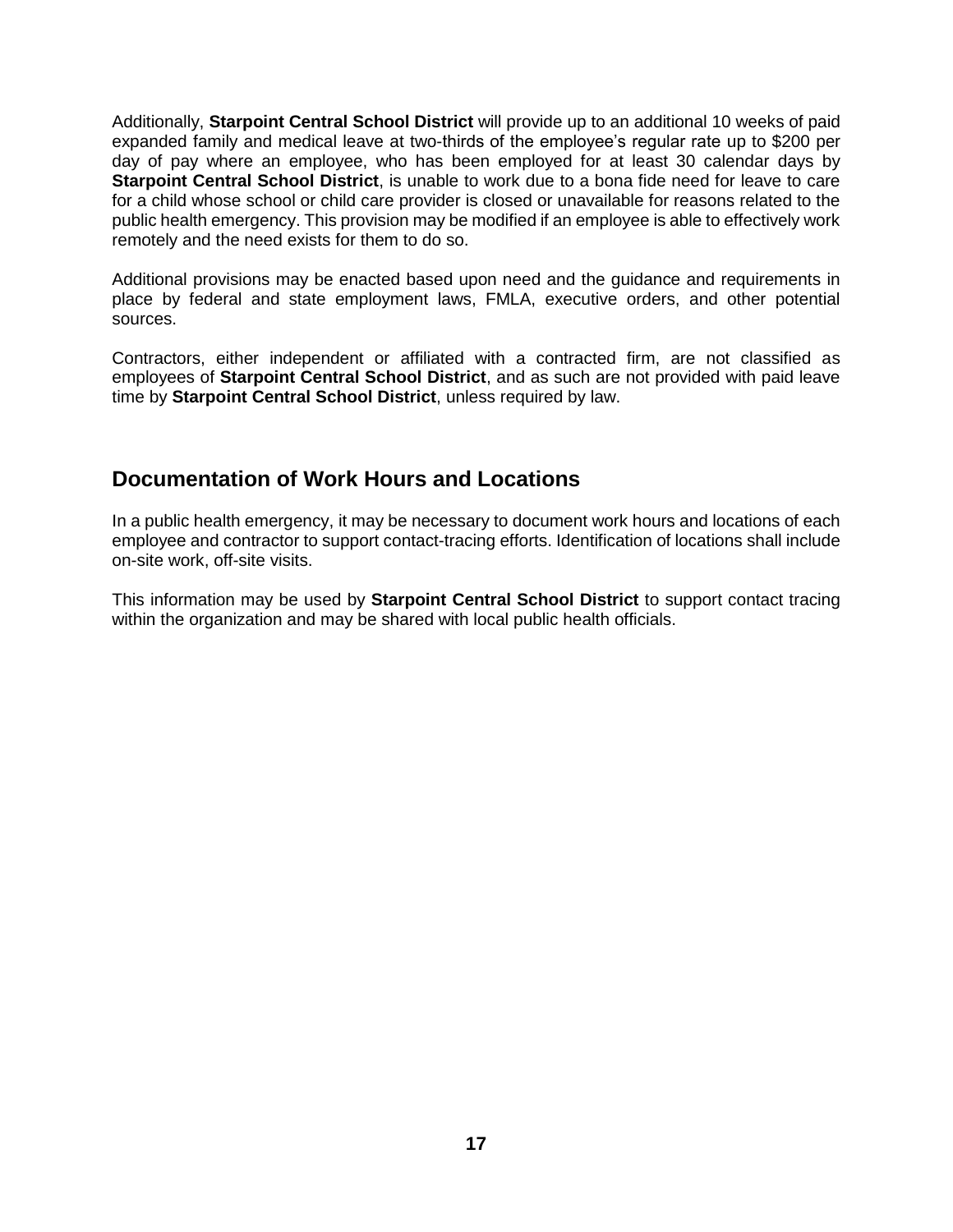Additionally, **Starpoint Central School District** will provide up to an additional 10 weeks of paid expanded family and medical leave at two-thirds of the employee's regular rate up to $200 per day of pay where an employee, who has been employed for at least 30 calendar days by **Starpoint Central School District**, is unable to work due to a bona fide need for leave to care for a child whose school or child care provider is closed or unavailable for reasons related to the public health emergency. This provision may be modified if an employee is able to effectively work remotely and the need exists for them to do so.

Additional provisions may be enacted based upon need and the guidance and requirements in place by federal and state employment laws, FMLA, executive orders, and other potential sources.

Contractors, either independent or affiliated with a contracted firm, are not classified as employees of **Starpoint Central School District**, and as such are not provided with paid leave time by **Starpoint Central School District**, unless required by law.

## Documentation of Work Hours and Locations

In a public health emergency, it may be necessary to document work hours and locations of each employee and contractor to support contact-tracing efforts. Identification of locations shall include on-site work, off-site visits.

This information may be used by **Starpoint Central School District** to support contact tracing within the organization and may be shared with local public health officials.